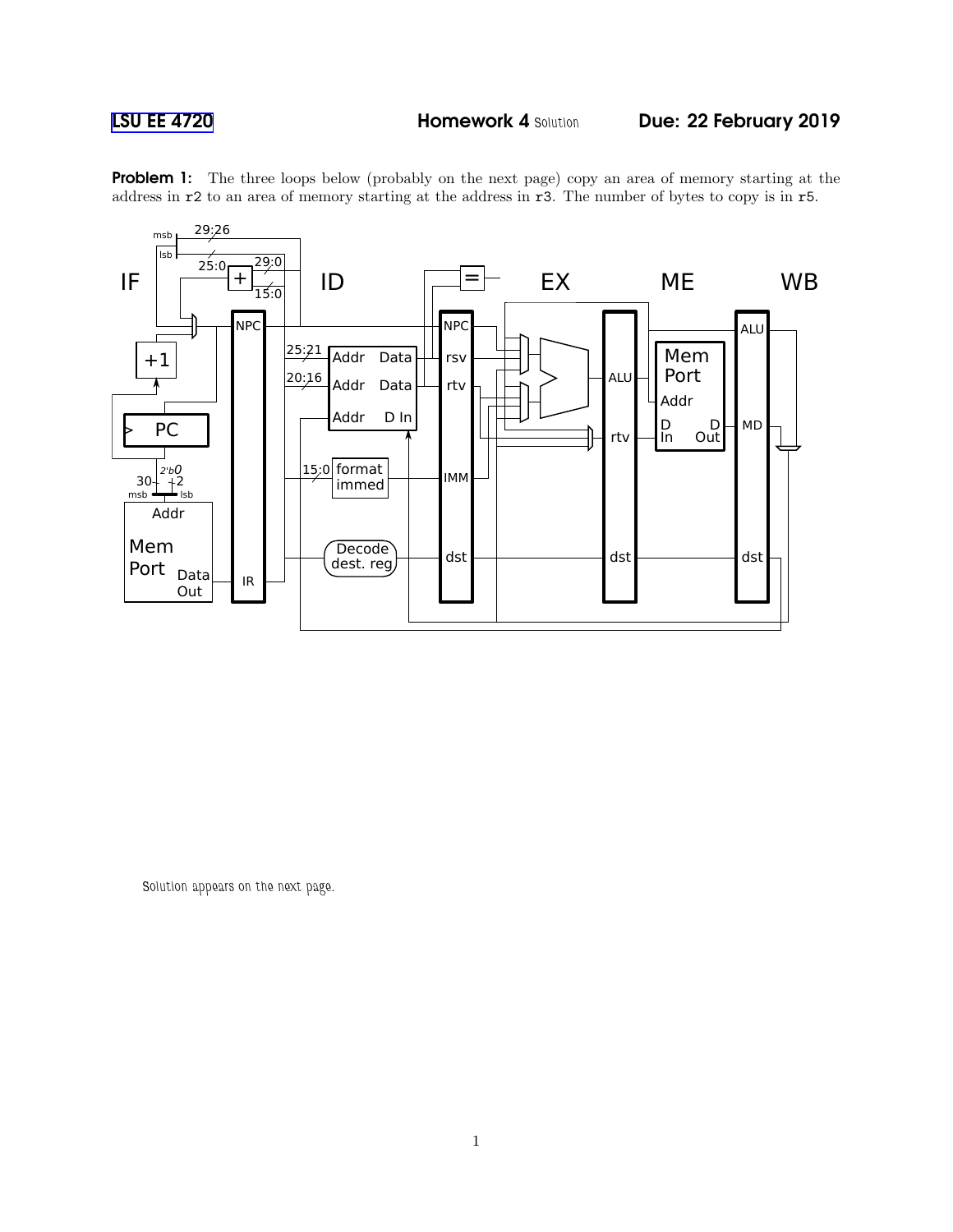LSU EE 4720 Homework 4 *Solution* Due: 22 February 2019

**Problem 1:** The three loops below (probably on the next page) copy an area of memory starting at the address in r2 to an area of memory starting at the address in r3. The number of bytes to copy is in r5.

*Solution appears on the next page.*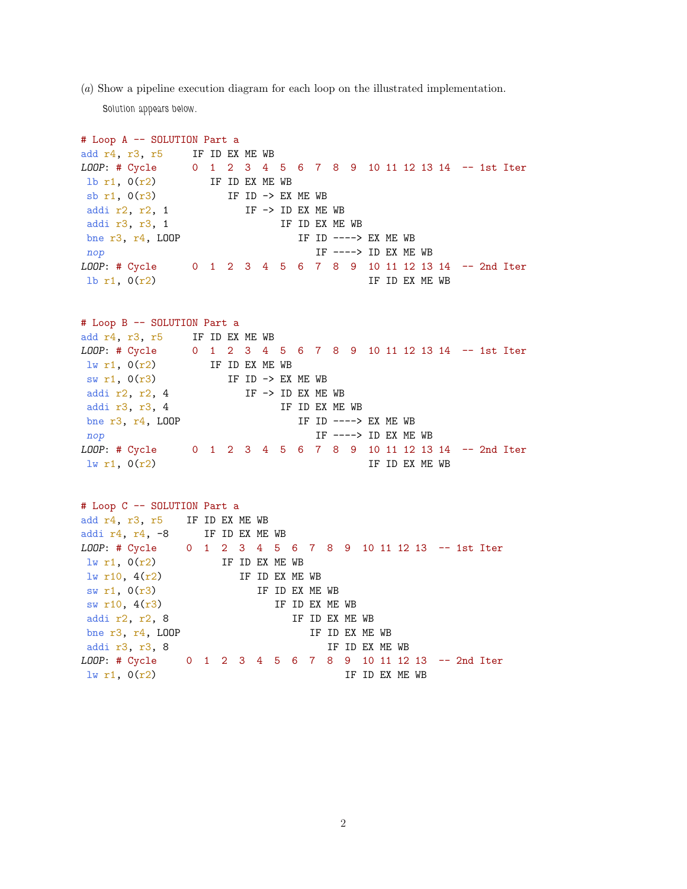(*a*) Show a pipeline execution diagram for each loop on the illustrated implementation.

Solution appears below.

```
# Loop A -- SOLUTION Part a
add r4, r3, r5     IF ID EX ME WB
LOOP: # Cycle      0  1  2  3  4  5  6  7  8  9  10 11 12 13 14  -- 1st Iter
 lb r1, 0(r2)         IF ID EX ME WB
 sb r1, 0(r3)            IF ID -> EX ME WB
 addi r2, r2, 1             IF -> ID EX ME WB
 addi r3, r3, 1                   IF ID EX ME WB
 bne r3, r4, LOOP                    IF ID ----> EX ME WB
 nop                                    IF ----> ID EX ME WB
LOOP: # Cycle      0  1  2  3  4  5  6  7  8  9  10 11 12 13 14  -- 2nd Iter
 lb r1, 0(r2)                                    IF ID EX ME WB


# Loop B -- SOLUTION Part a
add r4, r3, r5     IF ID EX ME WB
LOOP: # Cycle      0  1  2  3  4  5  6  7  8  9  10 11 12 13 14  -- 1st Iter
 lw r1, 0(r2)         IF ID EX ME WB
 sw r1, 0(r3)            IF ID -> EX ME WB
 addi r2, r2, 4             IF -> ID EX ME WB
 addi r3, r3, 4                   IF ID EX ME WB
 bne r3, r4, LOOP                    IF ID ----> EX ME WB
 nop                                    IF ----> ID EX ME WB
LOOP: # Cycle      0  1  2  3  4  5  6  7  8  9  10 11 12 13 14  -- 2nd Iter
 lw r1, 0(r2)                                    IF ID EX ME WB


# Loop C -- SOLUTION Part a
add r4, r3, r5    IF ID EX ME WB
addi r4, r4, -8      IF ID EX ME WB
LOOP: # Cycle     0  1  2  3  4  5  6  7  8  9  10 11 12 13  -- 1st Iter
 lw r1, 0(r2)           IF ID EX ME WB
 lw r10, 4(r2)             IF ID EX ME WB
 sw r1, 0(r3)                 IF ID EX ME WB
 sw r10, 4(r3)                   IF ID EX ME WB
 addi r2, r2, 8                     IF ID EX ME WB
 bne r3, r4, LOOP                      IF ID EX ME WB
 addi r3, r3, 8                           IF ID EX ME WB
LOOP: # Cycle     0  1  2  3  4  5  6  7  8  9  10 11 12 13  -- 2nd Iter
 lw r1, 0(r2)                                IF ID EX ME WB
```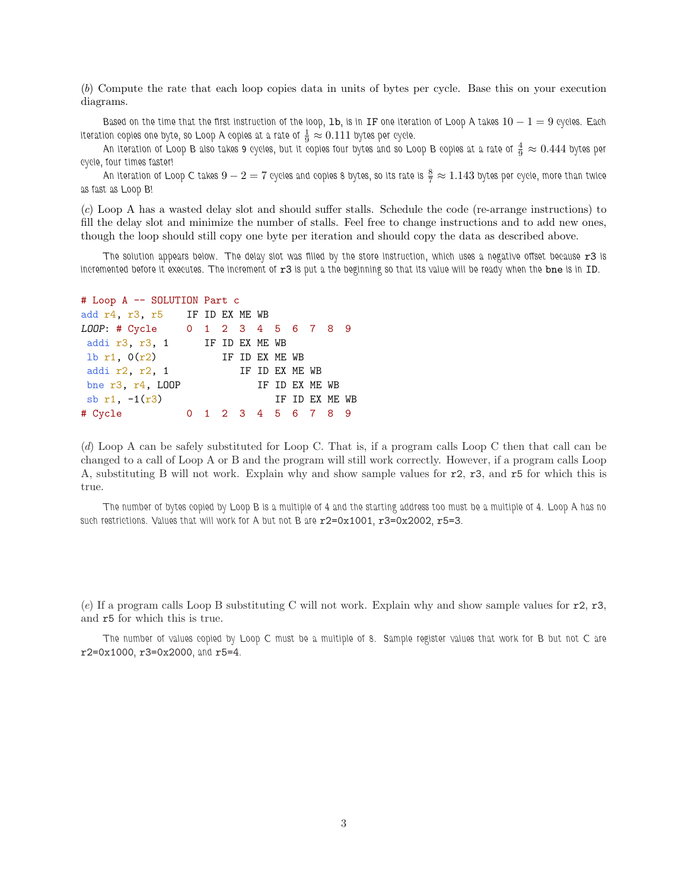(*b*) Compute the rate that each loop copies data in units of bytes per cycle. Base this on your execution diagrams.

Based on the time that the first instruction of the loop, `lb`, is in `IF` one iteration of Loop A takes $10 - 1 = 9$ cycles. Each iteration copies one byte, so Loop A copies at a rate of $\frac{1}{9} \approx 0.111$ bytes per cycle.

An iteration of Loop B also takes 9 cycles, but it copies four bytes and so Loop B copies at a rate of $\frac{4}{9} \approx 0.444$ bytes per cycle, four times faster!

An iteration of Loop C takes $9 - 2 = 7$ cycles and copies 8 bytes, so its rate is $\frac{8}{7} \approx 1.143$ bytes per cycle, more than twice as fast as Loop B!

(*c*) Loop A has a wasted delay slot and should suffer stalls. Schedule the code (re-arrange instructions) to fill the delay slot and minimize the number of stalls. Feel free to change instructions and to add new ones, though the loop should still copy one byte per iteration and should copy the data as described above.

The solution appears below. The delay slot was filled by the store instruction, which uses a negative offset because `r3` is incremented before it executes. The increment of `r3` is put a the beginning so that its value will be ready when the `bne` is in `ID`.

```
# Loop A -- SOLUTION Part c
add r4, r3, r5    IF ID EX ME WB
LOOP: # Cycle     0  1  2  3  4  5  6  7  8  9
 addi r3, r3, 1      IF ID EX ME WB
 lb r1, 0(r2)           IF ID EX ME WB
 addi r2, r2, 1            IF ID EX ME WB
 bne r3, r4, LOOP             IF ID EX ME WB
 sb r1, -1(r3)                   IF ID EX ME WB
# Cycle           0  1  2  3  4  5  6  7  8  9
```

(*d*) Loop A can be safely substituted for Loop C. That is, if a program calls Loop C then that call can be changed to a call of Loop A or B and the program will still work correctly. However, if a program calls Loop A, substituting B will not work. Explain why and show sample values for `r2`, `r3`, and `r5` for which this is true.

The number of bytes copied by Loop B is a multiple of 4 and the starting address too must be a multiple of 4. Loop A has no such restrictions. Values that will work for A but not B are `r2=0x1001`, `r3=0x2002`, `r5=3`.

(*e*) If a program calls Loop B substituting C will not work. Explain why and show sample values for `r2`, `r3`, and `r5` for which this is true.

The number of values copied by Loop C must be a multiple of 8. Sample register values that work for B but not C are `r2=0x1000`, `r3=0x2000`, and `r5=4`.